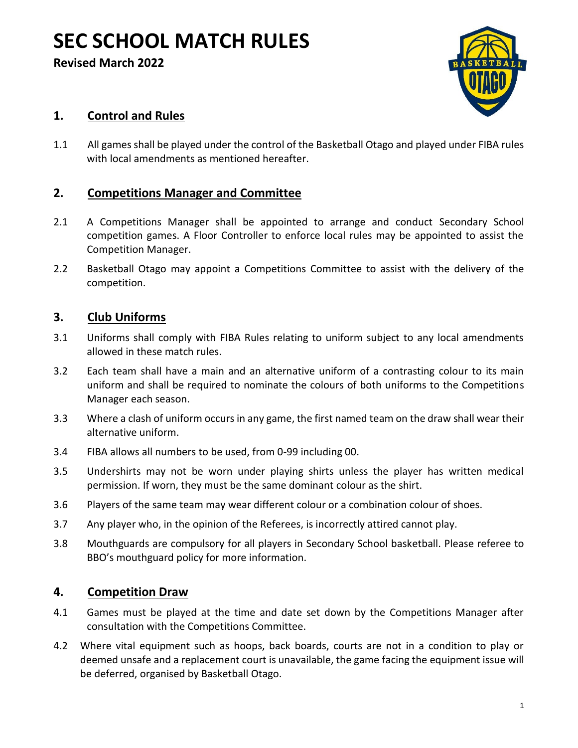# SEC SCHOOL MATCH RULES

**Revised March 2022**

## 1. Control and Rules

1.1 All games shall be played under the control of the Basketball Otago and played under FIBA rules with local amendments as mentioned hereafter.

## 2. Competitions Manager and Committee

2.1 A Competitions Manager shall be appointed to arrange and conduct Secondary School competition games. A Floor Controller to enforce local rules may be appointed to assist the Competition Manager.

2.2 Basketball Otago may appoint a Competitions Committee to assist with the delivery of the competition.

## 3. Club Uniforms

3.1 Uniforms shall comply with FIBA Rules relating to uniform subject to any local amendments allowed in these match rules.

3.2 Each team shall have a main and an alternative uniform of a contrasting colour to its main uniform and shall be required to nominate the colours of both uniforms to the Competitions Manager each season.

3.3 Where a clash of uniform occurs in any game, the first named team on the draw shall wear their alternative uniform.

3.4 FIBA allows all numbers to be used, from 0-99 including 00.

3.5 Undershirts may not be worn under playing shirts unless the player has written medical permission. If worn, they must be the same dominant colour as the shirt.

3.6 Players of the same team may wear different colour or a combination colour of shoes.

3.7 Any player who, in the opinion of the Referees, is incorrectly attired cannot play.

3.8 Mouthguards are compulsory for all players in Secondary School basketball. Please referee to BBO's mouthguard policy for more information.

## 4. Competition Draw

4.1 Games must be played at the time and date set down by the Competitions Manager after consultation with the Competitions Committee.

4.2 Where vital equipment such as hoops, back boards, courts are not in a condition to play or deemed unsafe and a replacement court is unavailable, the game facing the equipment issue will be deferred, organised by Basketball Otago.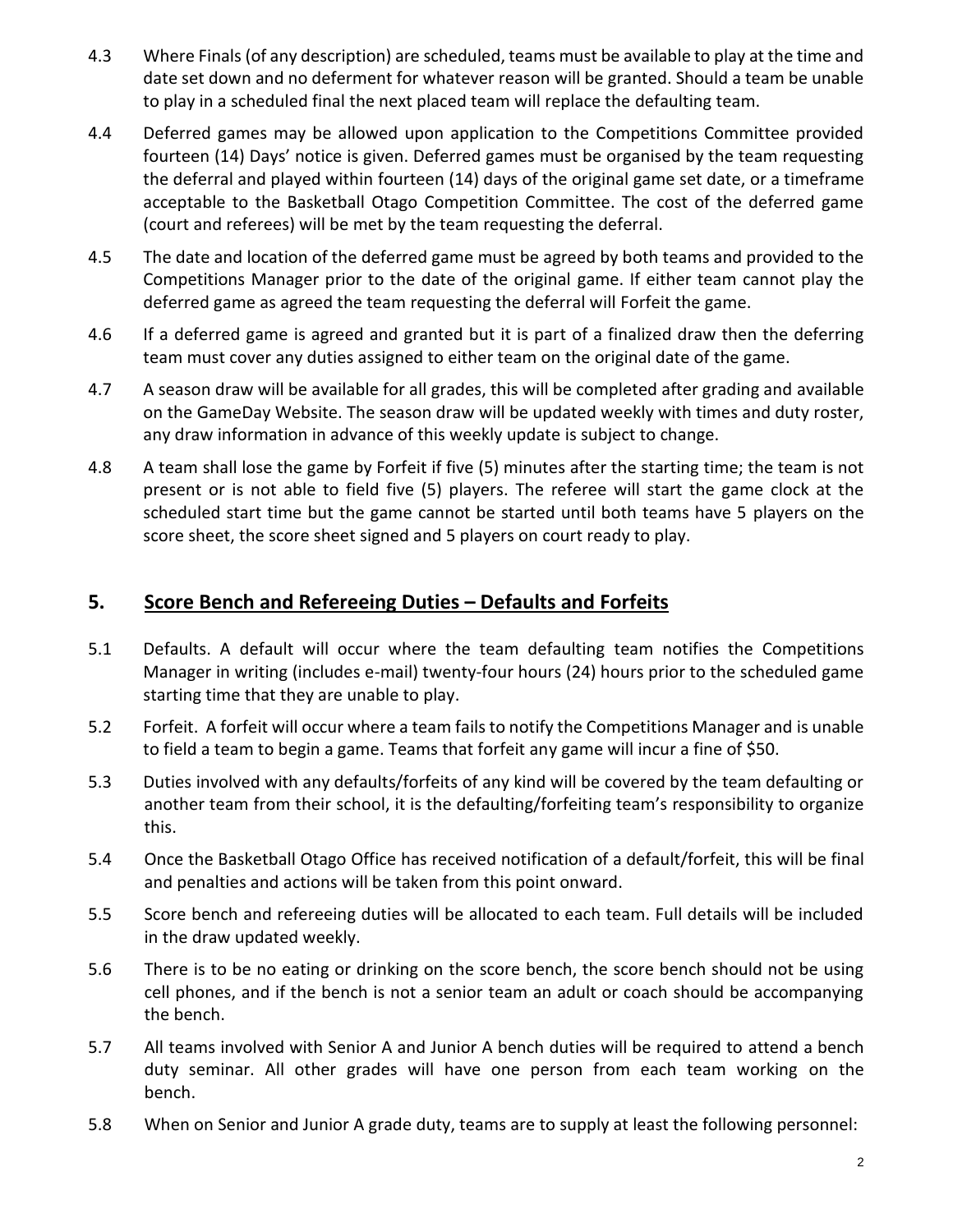4.3 Where Finals (of any description) are scheduled, teams must be available to play at the time and date set down and no deferment for whatever reason will be granted. Should a team be unable to play in a scheduled final the next placed team will replace the defaulting team.

4.4 Deferred games may be allowed upon application to the Competitions Committee provided fourteen (14) Days' notice is given. Deferred games must be organised by the team requesting the deferral and played within fourteen (14) days of the original game set date, or a timeframe acceptable to the Basketball Otago Competition Committee. The cost of the deferred game (court and referees) will be met by the team requesting the deferral.

4.5 The date and location of the deferred game must be agreed by both teams and provided to the Competitions Manager prior to the date of the original game. If either team cannot play the deferred game as agreed the team requesting the deferral will Forfeit the game.

4.6 If a deferred game is agreed and granted but it is part of a finalized draw then the deferring team must cover any duties assigned to either team on the original date of the game.

4.7 A season draw will be available for all grades, this will be completed after grading and available on the GameDay Website. The season draw will be updated weekly with times and duty roster, any draw information in advance of this weekly update is subject to change.

4.8 A team shall lose the game by Forfeit if five (5) minutes after the starting time; the team is not present or is not able to field five (5) players. The referee will start the game clock at the scheduled start time but the game cannot be started until both teams have 5 players on the score sheet, the score sheet signed and 5 players on court ready to play.

## 5. Score Bench and Refereeing Duties – Defaults and Forfeits

5.1 Defaults. A default will occur where the team defaulting team notifies the Competitions Manager in writing (includes e-mail) twenty-four hours (24) hours prior to the scheduled game starting time that they are unable to play.

5.2 Forfeit. A forfeit will occur where a team fails to notify the Competitions Manager and is unable to field a team to begin a game. Teams that forfeit any game will incur a fine of $50.

5.3 Duties involved with any defaults/forfeits of any kind will be covered by the team defaulting or another team from their school, it is the defaulting/forfeiting team's responsibility to organize this.

5.4 Once the Basketball Otago Office has received notification of a default/forfeit, this will be final and penalties and actions will be taken from this point onward.

5.5 Score bench and refereeing duties will be allocated to each team. Full details will be included in the draw updated weekly.

5.6 There is to be no eating or drinking on the score bench, the score bench should not be using cell phones, and if the bench is not a senior team an adult or coach should be accompanying the bench.

5.7 All teams involved with Senior A and Junior A bench duties will be required to attend a bench duty seminar. All other grades will have one person from each team working on the bench.

5.8 When on Senior and Junior A grade duty, teams are to supply at least the following personnel: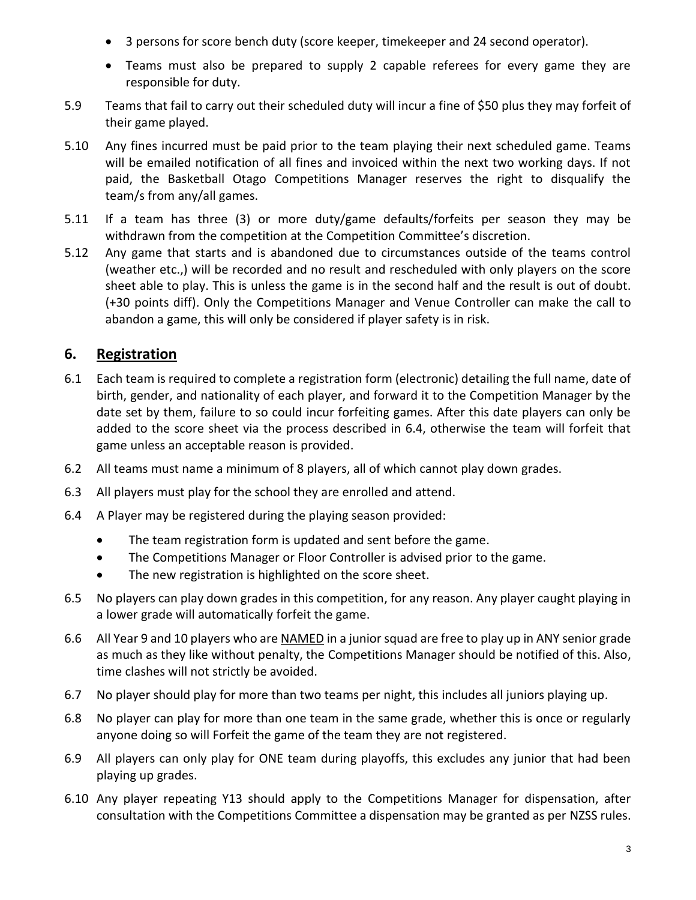- 3 persons for score bench duty (score keeper, timekeeper and 24 second operator).
- Teams must also be prepared to supply 2 capable referees for every game they are responsible for duty.

5.9 Teams that fail to carry out their scheduled duty will incur a fine of $50 plus they may forfeit of their game played.

5.10 Any fines incurred must be paid prior to the team playing their next scheduled game. Teams will be emailed notification of all fines and invoiced within the next two working days. If not paid, the Basketball Otago Competitions Manager reserves the right to disqualify the team/s from any/all games.

5.11 If a team has three (3) or more duty/game defaults/forfeits per season they may be withdrawn from the competition at the Competition Committee's discretion.

5.12 Any game that starts and is abandoned due to circumstances outside of the teams control (weather etc.,) will be recorded and no result and rescheduled with only players on the score sheet able to play. This is unless the game is in the second half and the result is out of doubt. (+30 points diff). Only the Competitions Manager and Venue Controller can make the call to abandon a game, this will only be considered if player safety is in risk.

## 6. <u>Registration</u>

6.1 Each team is required to complete a registration form (electronic) detailing the full name, date of birth, gender, and nationality of each player, and forward it to the Competition Manager by the date set by them, failure to so could incur forfeiting games. After this date players can only be added to the score sheet via the process described in 6.4, otherwise the team will forfeit that game unless an acceptable reason is provided.

6.2 All teams must name a minimum of 8 players, all of which cannot play down grades.

6.3 All players must play for the school they are enrolled and attend.

6.4 A Player may be registered during the playing season provided:

- The team registration form is updated and sent before the game.
- The Competitions Manager or Floor Controller is advised prior to the game.
- The new registration is highlighted on the score sheet.

6.5 No players can play down grades in this competition, for any reason. Any player caught playing in a lower grade will automatically forfeit the game.

6.6 All Year 9 and 10 players who are <u>NAMED</u> in a junior squad are free to play up in ANY senior grade as much as they like without penalty, the Competitions Manager should be notified of this. Also, time clashes will not strictly be avoided.

6.7 No player should play for more than two teams per night, this includes all juniors playing up.

6.8 No player can play for more than one team in the same grade, whether this is once or regularly anyone doing so will Forfeit the game of the team they are not registered.

6.9 All players can only play for ONE team during playoffs, this excludes any junior that had been playing up grades.

6.10 Any player repeating Y13 should apply to the Competitions Manager for dispensation, after consultation with the Competitions Committee a dispensation may be granted as per NZSS rules.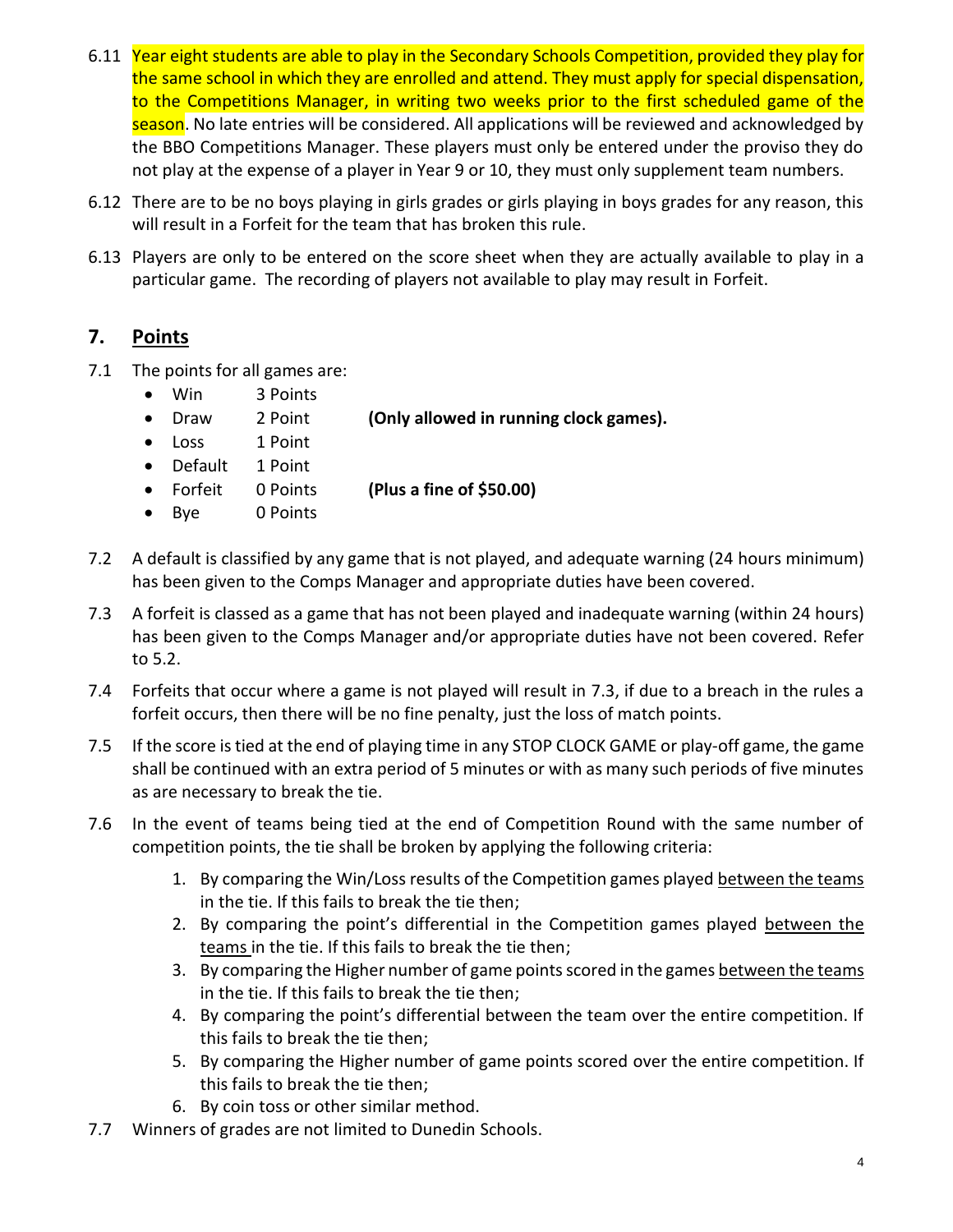6.11 Year eight students are able to play in the Secondary Schools Competition, provided they play for the same school in which they are enrolled and attend. They must apply for special dispensation, to the Competitions Manager, in writing two weeks prior to the first scheduled game of the season. No late entries will be considered. All applications will be reviewed and acknowledged by the BBO Competitions Manager. These players must only be entered under the proviso they do not play at the expense of a player in Year 9 or 10, they must only supplement team numbers.

6.12 There are to be no boys playing in girls grades or girls playing in boys grades for any reason, this will result in a Forfeit for the team that has broken this rule.

6.13 Players are only to be entered on the score sheet when they are actually available to play in a particular game. The recording of players not available to play may result in Forfeit.

## 7. Points

7.1 The points for all games are:

- Win 3 Points
- Draw 2 Point **(Only allowed in running clock games).**
- Loss 1 Point
- Default 1 Point
- Forfeit 0 Points **(Plus a fine of $50.00)**
- Bye 0 Points

7.2 A default is classified by any game that is not played, and adequate warning (24 hours minimum) has been given to the Comps Manager and appropriate duties have been covered.

7.3 A forfeit is classed as a game that has not been played and inadequate warning (within 24 hours) has been given to the Comps Manager and/or appropriate duties have not been covered. Refer to 5.2.

7.4 Forfeits that occur where a game is not played will result in 7.3, if due to a breach in the rules a forfeit occurs, then there will be no fine penalty, just the loss of match points.

7.5 If the score is tied at the end of playing time in any STOP CLOCK GAME or play-off game, the game shall be continued with an extra period of 5 minutes or with as many such periods of five minutes as are necessary to break the tie.

7.6 In the event of teams being tied at the end of Competition Round with the same number of competition points, the tie shall be broken by applying the following criteria:

1. By comparing the Win/Loss results of the Competition games played between the teams in the tie. If this fails to break the tie then;
2. By comparing the point's differential in the Competition games played between the teams in the tie. If this fails to break the tie then;
3. By comparing the Higher number of game points scored in the games between the teams in the tie. If this fails to break the tie then;
4. By comparing the point's differential between the team over the entire competition. If this fails to break the tie then;
5. By comparing the Higher number of game points scored over the entire competition. If this fails to break the tie then;
6. By coin toss or other similar method.

7.7 Winners of grades are not limited to Dunedin Schools.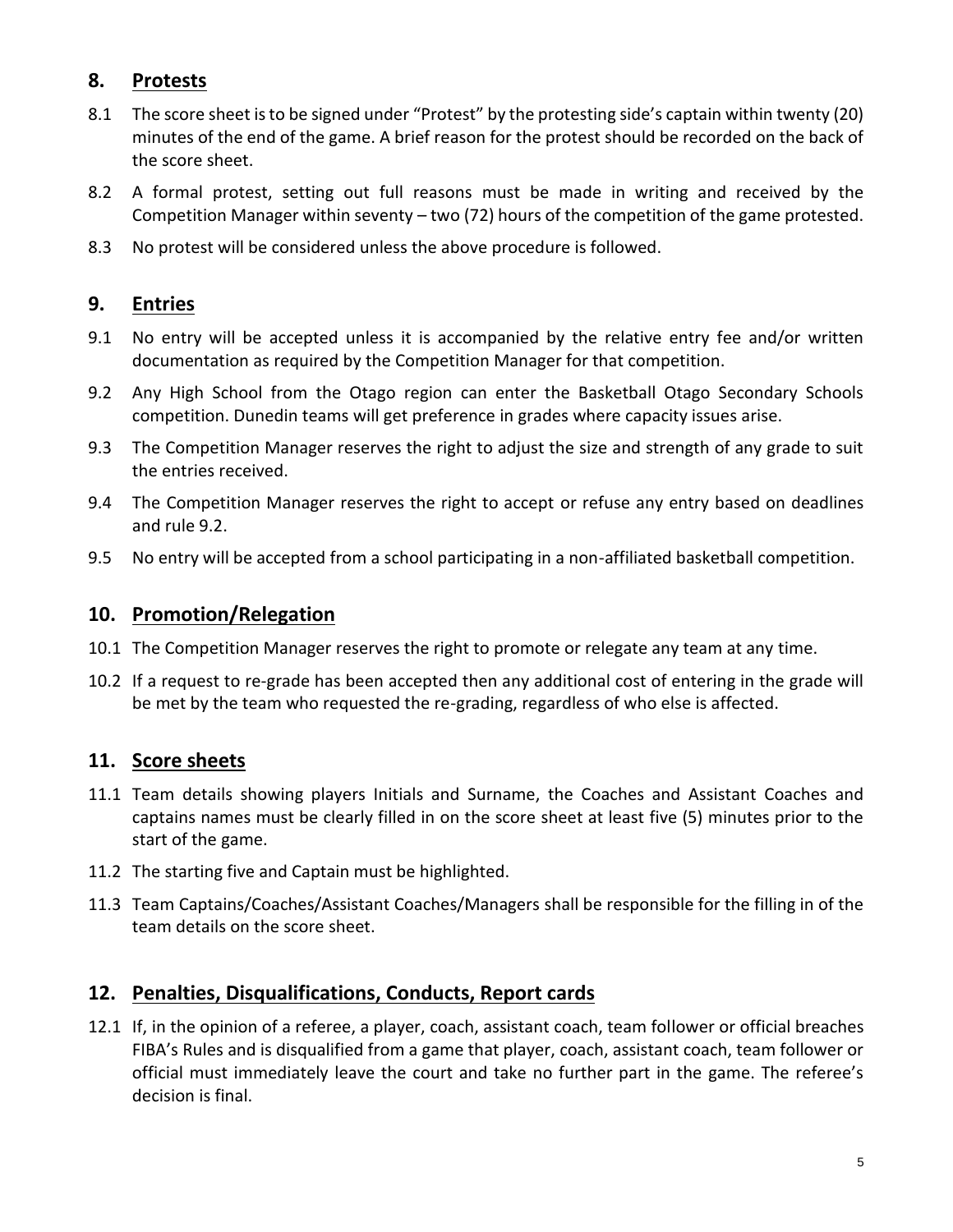## 8. Protests

8.1 The score sheet is to be signed under "Protest" by the protesting side's captain within twenty (20) minutes of the end of the game. A brief reason for the protest should be recorded on the back of the score sheet.

8.2 A formal protest, setting out full reasons must be made in writing and received by the Competition Manager within seventy – two (72) hours of the competition of the game protested.

8.3 No protest will be considered unless the above procedure is followed.

## 9. Entries

9.1 No entry will be accepted unless it is accompanied by the relative entry fee and/or written documentation as required by the Competition Manager for that competition.

9.2 Any High School from the Otago region can enter the Basketball Otago Secondary Schools competition. Dunedin teams will get preference in grades where capacity issues arise.

9.3 The Competition Manager reserves the right to adjust the size and strength of any grade to suit the entries received.

9.4 The Competition Manager reserves the right to accept or refuse any entry based on deadlines and rule 9.2.

9.5 No entry will be accepted from a school participating in a non-affiliated basketball competition.

## 10. Promotion/Relegation

10.1 The Competition Manager reserves the right to promote or relegate any team at any time.

10.2 If a request to re-grade has been accepted then any additional cost of entering in the grade will be met by the team who requested the re-grading, regardless of who else is affected.

## 11. Score sheets

11.1 Team details showing players Initials and Surname, the Coaches and Assistant Coaches and captains names must be clearly filled in on the score sheet at least five (5) minutes prior to the start of the game.

11.2 The starting five and Captain must be highlighted.

11.3 Team Captains/Coaches/Assistant Coaches/Managers shall be responsible for the filling in of the team details on the score sheet.

## 12. Penalties, Disqualifications, Conducts, Report cards

12.1 If, in the opinion of a referee, a player, coach, assistant coach, team follower or official breaches FIBA's Rules and is disqualified from a game that player, coach, assistant coach, team follower or official must immediately leave the court and take no further part in the game. The referee's decision is final.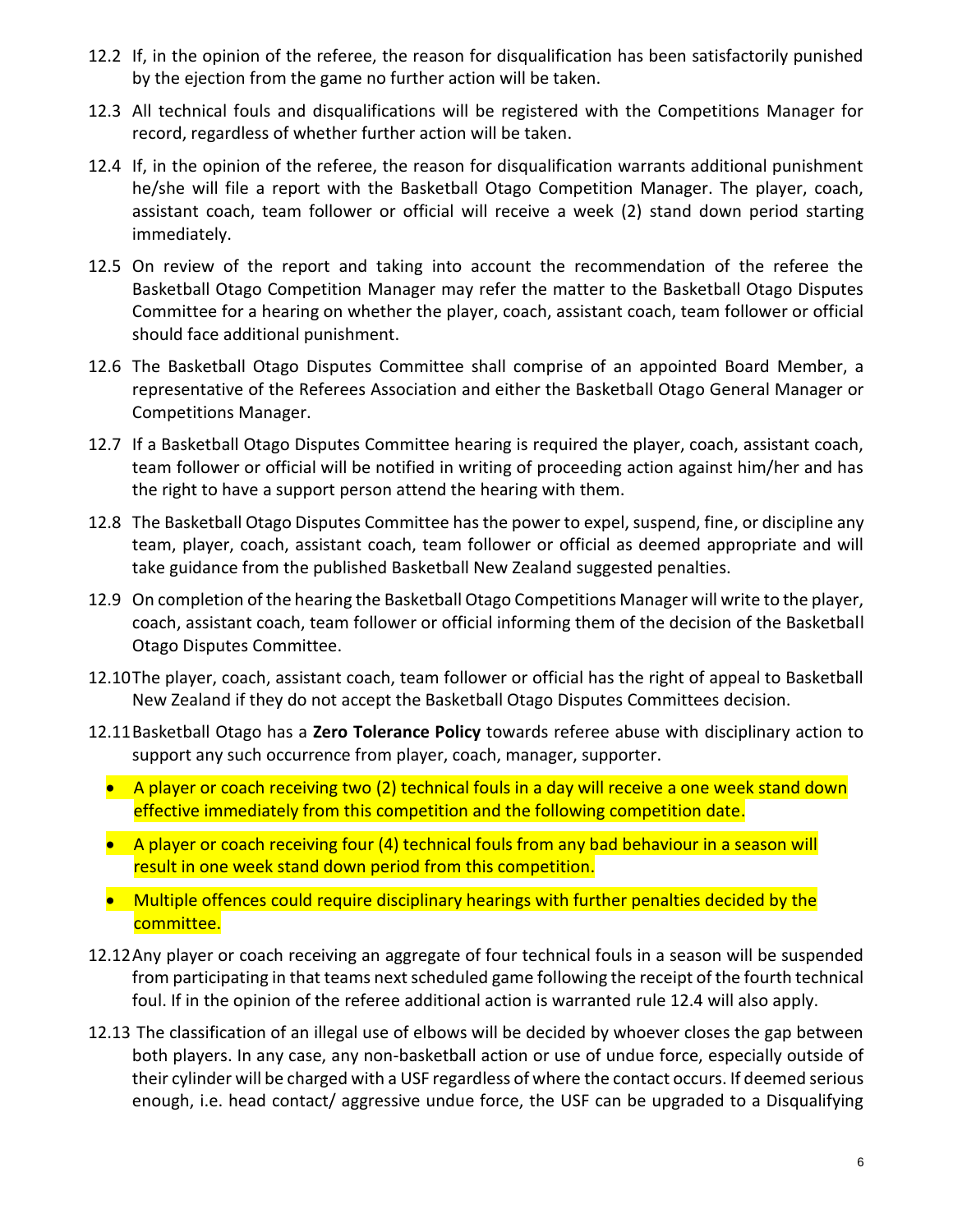12.2 If, in the opinion of the referee, the reason for disqualification has been satisfactorily punished by the ejection from the game no further action will be taken.

12.3 All technical fouls and disqualifications will be registered with the Competitions Manager for record, regardless of whether further action will be taken.

12.4 If, in the opinion of the referee, the reason for disqualification warrants additional punishment he/she will file a report with the Basketball Otago Competition Manager. The player, coach, assistant coach, team follower or official will receive a week (2) stand down period starting immediately.

12.5 On review of the report and taking into account the recommendation of the referee the Basketball Otago Competition Manager may refer the matter to the Basketball Otago Disputes Committee for a hearing on whether the player, coach, assistant coach, team follower or official should face additional punishment.

12.6 The Basketball Otago Disputes Committee shall comprise of an appointed Board Member, a representative of the Referees Association and either the Basketball Otago General Manager or Competitions Manager.

12.7 If a Basketball Otago Disputes Committee hearing is required the player, coach, assistant coach, team follower or official will be notified in writing of proceeding action against him/her and has the right to have a support person attend the hearing with them.

12.8 The Basketball Otago Disputes Committee has the power to expel, suspend, fine, or discipline any team, player, coach, assistant coach, team follower or official as deemed appropriate and will take guidance from the published Basketball New Zealand suggested penalties.

12.9 On completion of the hearing the Basketball Otago Competitions Manager will write to the player, coach, assistant coach, team follower or official informing them of the decision of the Basketball Otago Disputes Committee.

12.10 The player, coach, assistant coach, team follower or official has the right of appeal to Basketball New Zealand if they do not accept the Basketball Otago Disputes Committees decision.

12.11 Basketball Otago has a **Zero Tolerance Policy** towards referee abuse with disciplinary action to support any such occurrence from player, coach, manager, supporter.

- A player or coach receiving two (2) technical fouls in a day will receive a one week stand down effective immediately from this competition and the following competition date.
- A player or coach receiving four (4) technical fouls from any bad behaviour in a season will result in one week stand down period from this competition.
- Multiple offences could require disciplinary hearings with further penalties decided by the committee.

12.12 Any player or coach receiving an aggregate of four technical fouls in a season will be suspended from participating in that teams next scheduled game following the receipt of the fourth technical foul. If in the opinion of the referee additional action is warranted rule 12.4 will also apply.

12.13 The classification of an illegal use of elbows will be decided by whoever closes the gap between both players. In any case, any non-basketball action or use of undue force, especially outside of their cylinder will be charged with a USF regardless of where the contact occurs. If deemed serious enough, i.e. head contact/ aggressive undue force, the USF can be upgraded to a Disqualifying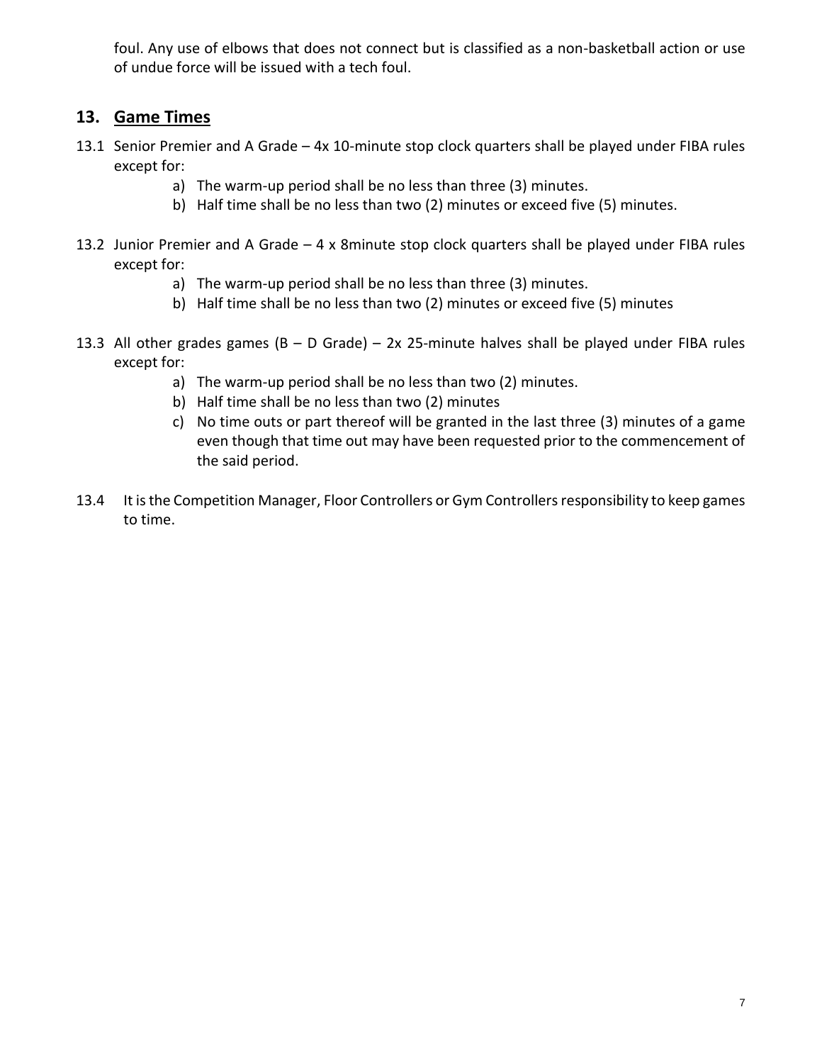foul. Any use of elbows that does not connect but is classified as a non-basketball action or use of undue force will be issued with a tech foul.

## 13. Game Times

13.1 Senior Premier and A Grade – 4x 10-minute stop clock quarters shall be played under FIBA rules except for:

a) The warm-up period shall be no less than three (3) minutes.
b) Half time shall be no less than two (2) minutes or exceed five (5) minutes.

13.2 Junior Premier and A Grade – 4 x 8minute stop clock quarters shall be played under FIBA rules except for:

a) The warm-up period shall be no less than three (3) minutes.
b) Half time shall be no less than two (2) minutes or exceed five (5) minutes

13.3 All other grades games (B – D Grade) – 2x 25-minute halves shall be played under FIBA rules except for:

a) The warm-up period shall be no less than two (2) minutes.
b) Half time shall be no less than two (2) minutes
c) No time outs or part thereof will be granted in the last three (3) minutes of a game even though that time out may have been requested prior to the commencement of the said period.

13.4 It is the Competition Manager, Floor Controllers or Gym Controllers responsibility to keep games to time.